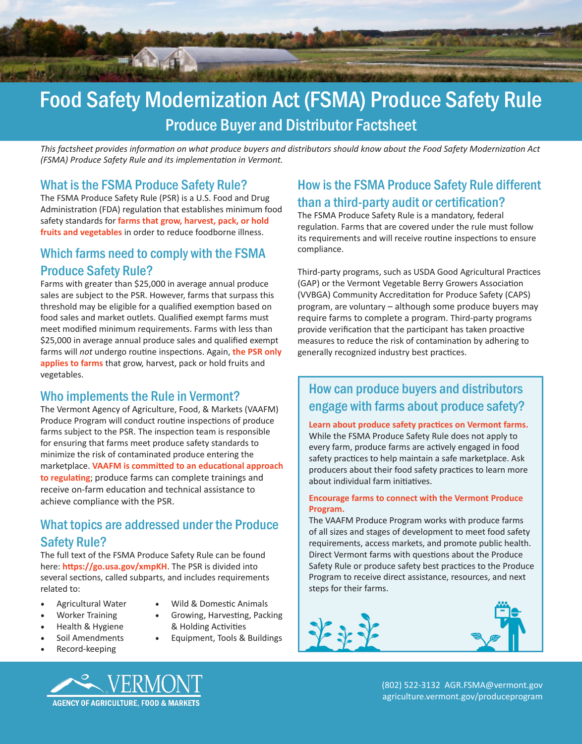# Food Safety Modernization Act (FSMA) Produce Safety Rule

## Produce Buyer and Distributor Factsheet

*This factsheet provides information on what produce buyers and distributors should know about the Food Safety Modernization Act (FSMA) Produce Safety Rule and its implementation in Vermont.*

### What is the FSMA Produce Safety Rule?

The FSMA Produce Safety Rule (PSR) is a U.S. Food and Drug Administration (FDA) regulation that establishes minimum food safety standards for **farms that grow, harvest, pack, or hold fruits and vegetables** in order to reduce foodborne illness.

### Which farms need to comply with the FSMA Produce Safety Rule?

Farms with greater than $25,000 in average annual produce sales are subject to the PSR. However, farms that surpass this threshold may be eligible for a qualified exemption based on food sales and market outlets. Qualified exempt farms must meet modified minimum requirements. Farms with less than $25,000 in average annual produce sales and qualified exempt farms will *not* undergo routine inspections. Again, **the PSR only applies to farms** that grow, harvest, pack or hold fruits and vegetables.

### Who implements the Rule in Vermont?

The Vermont Agency of Agriculture, Food, & Markets (VAAFM) Produce Program will conduct routine inspections of produce farms subject to the PSR. The inspection team is responsible for ensuring that farms meet produce safety standards to minimize the risk of contaminated produce entering the marketplace. **VAAFM is committed to an educational approach to regulating**; produce farms can complete trainings and receive on-farm education and technical assistance to achieve compliance with the PSR.

### What topics are addressed under the Produce Safety Rule?

The full text of the FSMA Produce Safety Rule can be found here: **https://go.usa.gov/xmpKH**. The PSR is divided into several sections, called subparts, and includes requirements related to:

- Agricultural Water
- Worker Training
- Health & Hygiene
- Soil Amendments
- Record-keeping
- Wild & Domestic Animals
- Growing, Harvesting, Packing & Holding Activities
- Equipment, Tools & Buildings

### How is the FSMA Produce Safety Rule different than a third-party audit or certification?

The FSMA Produce Safety Rule is a mandatory, federal regulation. Farms that are covered under the rule must follow its requirements and will receive routine inspections to ensure compliance.

Third-party programs, such as USDA Good Agricultural Practices (GAP) or the Vermont Vegetable Berry Growers Association (VVBGA) Community Accreditation for Produce Safety (CAPS) program, are voluntary – although some produce buyers may require farms to complete a program. Third-party programs provide verification that the participant has taken proactive measures to reduce the risk of contamination by adhering to generally recognized industry best practices.

### How can produce buyers and distributors engage with farms about produce safety?

**Learn about produce safety practices on Vermont farms.**
While the FSMA Produce Safety Rule does not apply to every farm, produce farms are actively engaged in food safety practices to help maintain a safe marketplace. Ask producers about their food safety practices to learn more about individual farm initiatives.

**Encourage farms to connect with the Vermont Produce Program.**
The VAAFM Produce Program works with produce farms of all sizes and stages of development to meet food safety requirements, access markets, and promote public health. Direct Vermont farms with questions about the Produce Safety Rule or produce safety best practices to the Produce Program to receive direct assistance, resources, and next steps for their farms.

VERMONT AGENCY OF AGRICULTURE, FOOD & MARKETS

(802) 522-3132 AGR.FSMA@vermont.gov
agriculture.vermont.gov/produceprogram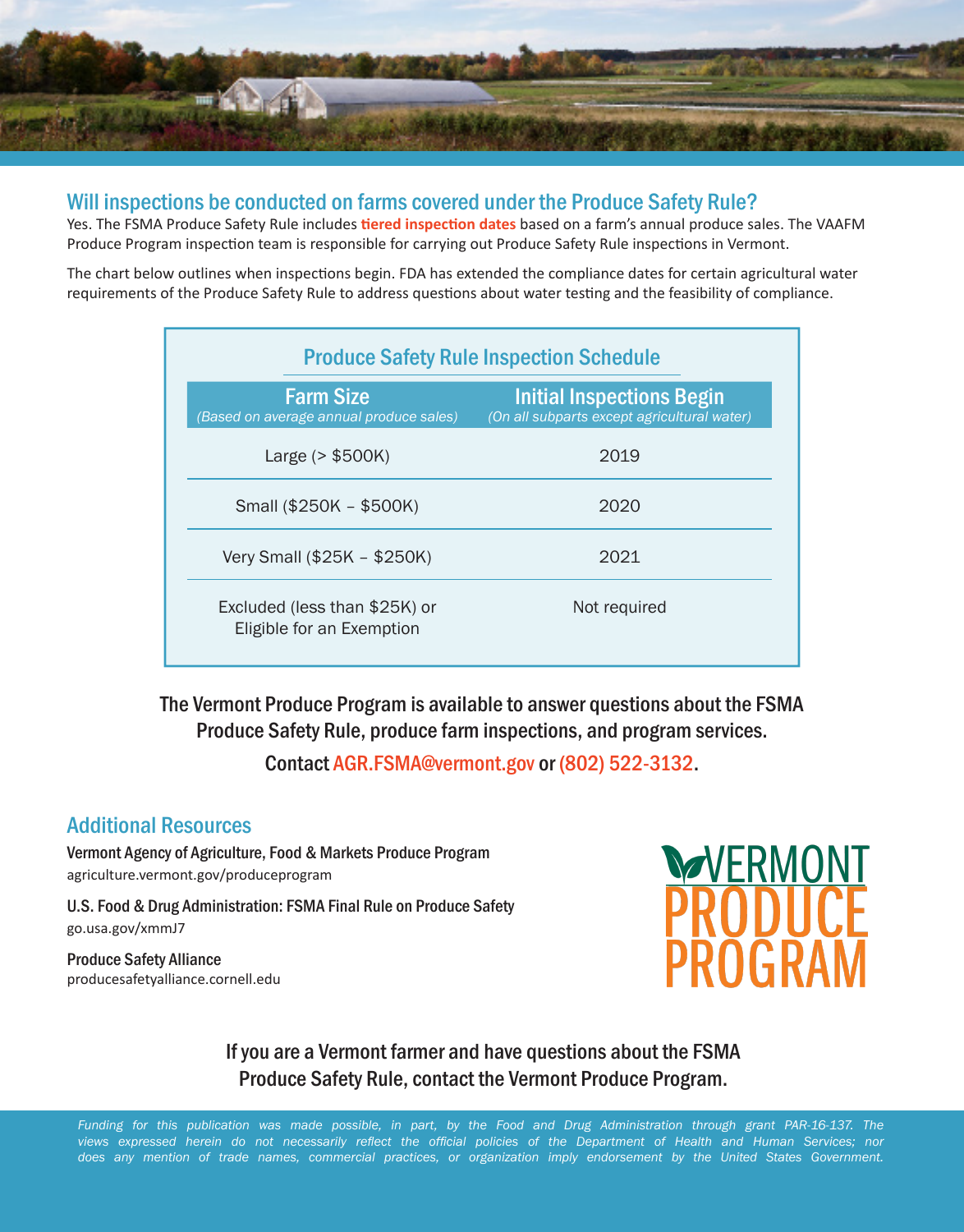## Will inspections be conducted on farms covered under the Produce Safety Rule?

Yes. The FSMA Produce Safety Rule includes **tiered inspection dates** based on a farm's annual produce sales. The VAAFM Produce Program inspection team is responsible for carrying out Produce Safety Rule inspections in Vermont.

The chart below outlines when inspections begin. FDA has extended the compliance dates for certain agricultural water requirements of the Produce Safety Rule to address questions about water testing and the feasibility of compliance.

### Produce Safety Rule Inspection Schedule

| Farm Size *(Based on average annual produce sales)* | Initial Inspections Begin *(On all subparts except agricultural water)* |
|---|---|
| Large (> $500K) | 2019 |
| Small ($250K – $500K) | 2020 |
| Very Small ($25K – $250K) | 2021 |
| Excluded (less than $25K) or Eligible for an Exemption | Not required |

**The Vermont Produce Program is available to answer questions about the FSMA Produce Safety Rule, produce farm inspections, and program services.**

**Contact AGR.FSMA@vermont.gov or (802) 522-3132.**

## Additional Resources

**Vermont Agency of Agriculture, Food & Markets Produce Program**
agriculture.vermont.gov/produceprogram

**U.S. Food & Drug Administration: FSMA Final Rule on Produce Safety**
go.usa.gov/xmmJ7

**Produce Safety Alliance**
producesafetyalliance.cornell.edu

VERMONT PRODUCE PROGRAM

**If you are a Vermont farmer and have questions about the FSMA Produce Safety Rule, contact the Vermont Produce Program.**

*Funding for this publication was made possible, in part, by the Food and Drug Administration through grant PAR-16-137. The views expressed herein do not necessarily reflect the official policies of the Department of Health and Human Services; nor does any mention of trade names, commercial practices, or organization imply endorsement by the United States Government.*